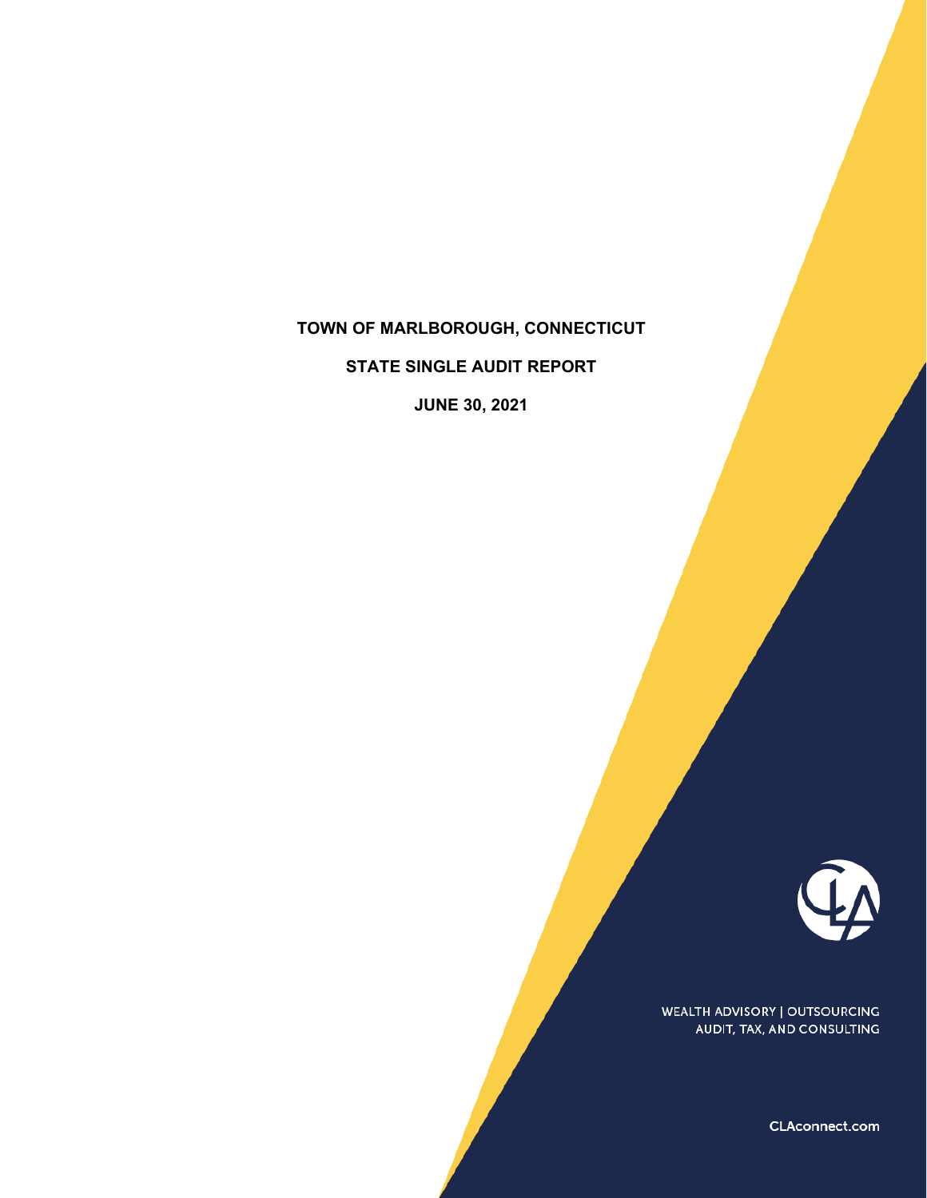# TOWN OF MARLBOROUGH, CONNECTICUT

## STATE SINGLE AUDIT REPORT

## JUNE 30, 2021

WEALTH ADVISORY | OUTSOURCING
AUDIT, TAX, AND CONSULTING

CLAconnect.com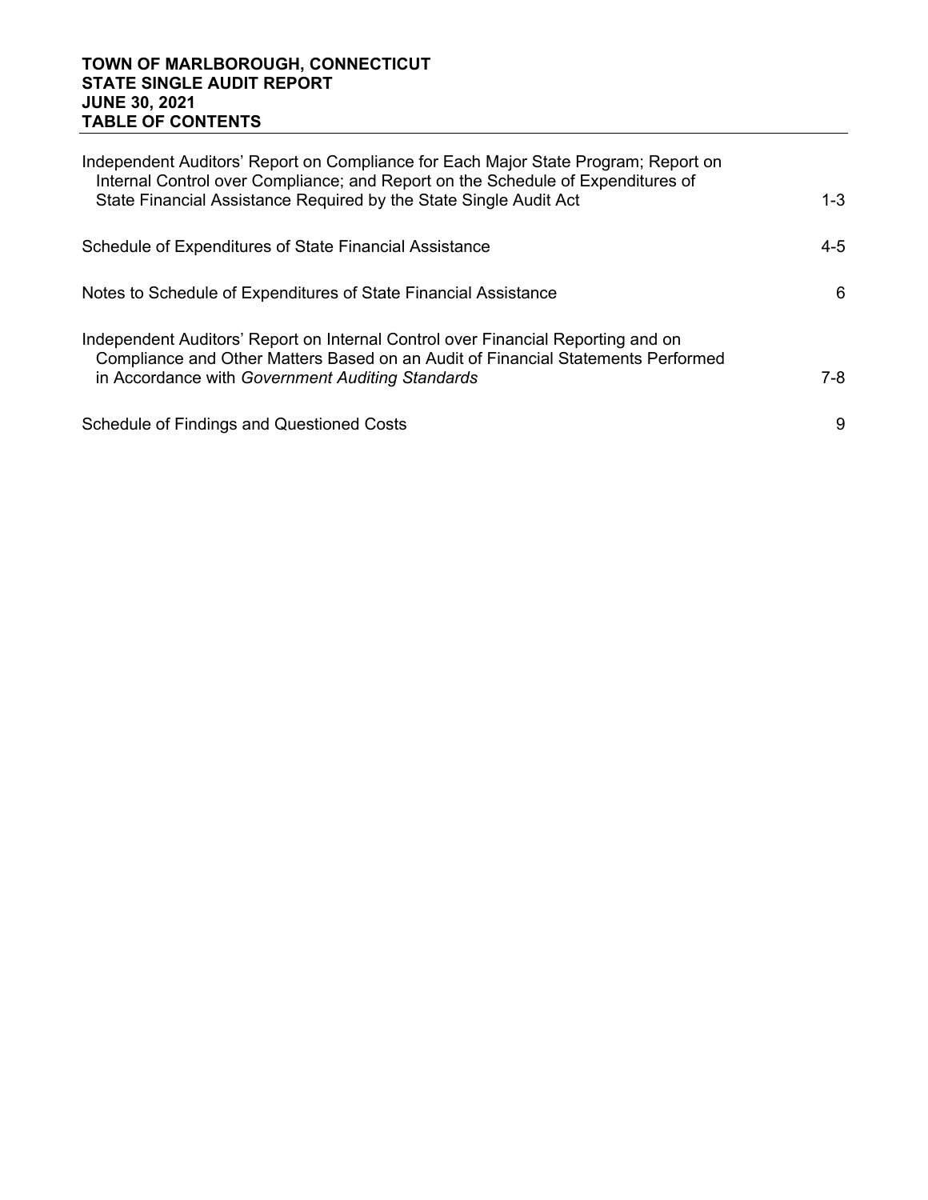**TOWN OF MARLBOROUGH, CONNECTICUT**
**STATE SINGLE AUDIT REPORT**
**JUNE 30, 2021**
**TABLE OF CONTENTS**

| | |
|---|---|
| Independent Auditors' Report on Compliance for Each Major State Program; Report on Internal Control over Compliance; and Report on the Schedule of Expenditures of State Financial Assistance Required by the State Single Audit Act | 1-3 |
| Schedule of Expenditures of State Financial Assistance | 4-5 |
| Notes to Schedule of Expenditures of State Financial Assistance | 6 |
| Independent Auditors' Report on Internal Control over Financial Reporting and on Compliance and Other Matters Based on an Audit of Financial Statements Performed in Accordance with *Government Auditing Standards* | 7-8 |
| Schedule of Findings and Questioned Costs | 9 |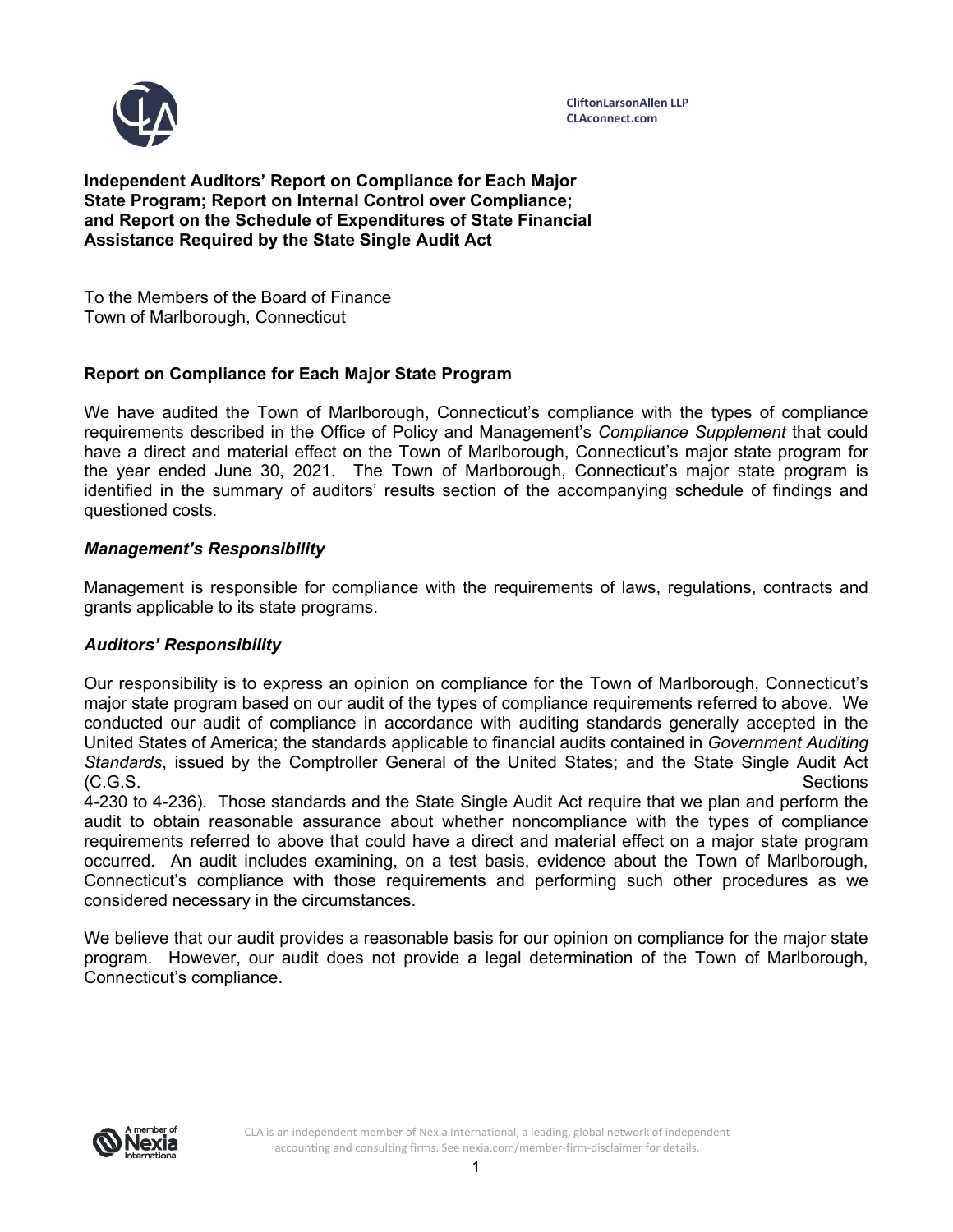CliftonLarsonAllen LLP
CLAconnect.com

**Independent Auditors' Report on Compliance for Each Major State Program; Report on Internal Control over Compliance; and Report on the Schedule of Expenditures of State Financial Assistance Required by the State Single Audit Act**

To the Members of the Board of Finance
Town of Marlborough, Connecticut

## Report on Compliance for Each Major State Program

We have audited the Town of Marlborough, Connecticut's compliance with the types of compliance requirements described in the Office of Policy and Management's *Compliance Supplement* that could have a direct and material effect on the Town of Marlborough, Connecticut's major state program for the year ended June 30, 2021. The Town of Marlborough, Connecticut's major state program is identified in the summary of auditors' results section of the accompanying schedule of findings and questioned costs.

### *Management's Responsibility*

Management is responsible for compliance with the requirements of laws, regulations, contracts and grants applicable to its state programs.

### *Auditors' Responsibility*

Our responsibility is to express an opinion on compliance for the Town of Marlborough, Connecticut's major state program based on our audit of the types of compliance requirements referred to above. We conducted our audit of compliance in accordance with auditing standards generally accepted in the United States of America; the standards applicable to financial audits contained in *Government Auditing Standards*, issued by the Comptroller General of the United States; and the State Single Audit Act (C.G.S. Sections 4-230 to 4-236). Those standards and the State Single Audit Act require that we plan and perform the audit to obtain reasonable assurance about whether noncompliance with the types of compliance requirements referred to above that could have a direct and material effect on a major state program occurred. An audit includes examining, on a test basis, evidence about the Town of Marlborough, Connecticut's compliance with those requirements and performing such other procedures as we considered necessary in the circumstances.

We believe that our audit provides a reasonable basis for our opinion on compliance for the major state program. However, our audit does not provide a legal determination of the Town of Marlborough, Connecticut's compliance.

CLA is an independent member of Nexia International, a leading, global network of independent accounting and consulting firms. See nexia.com/member-firm-disclaimer for details.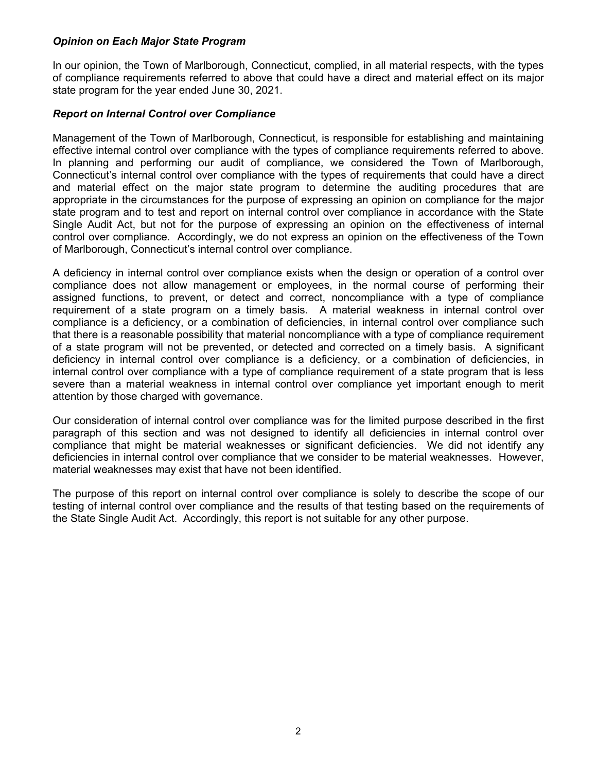### *Opinion on Each Major State Program*

In our opinion, the Town of Marlborough, Connecticut, complied, in all material respects, with the types of compliance requirements referred to above that could have a direct and material effect on its major state program for the year ended June 30, 2021.

### *Report on Internal Control over Compliance*

Management of the Town of Marlborough, Connecticut, is responsible for establishing and maintaining effective internal control over compliance with the types of compliance requirements referred to above. In planning and performing our audit of compliance, we considered the Town of Marlborough, Connecticut's internal control over compliance with the types of requirements that could have a direct and material effect on the major state program to determine the auditing procedures that are appropriate in the circumstances for the purpose of expressing an opinion on compliance for the major state program and to test and report on internal control over compliance in accordance with the State Single Audit Act, but not for the purpose of expressing an opinion on the effectiveness of internal control over compliance. Accordingly, we do not express an opinion on the effectiveness of the Town of Marlborough, Connecticut's internal control over compliance.

A deficiency in internal control over compliance exists when the design or operation of a control over compliance does not allow management or employees, in the normal course of performing their assigned functions, to prevent, or detect and correct, noncompliance with a type of compliance requirement of a state program on a timely basis. A material weakness in internal control over compliance is a deficiency, or a combination of deficiencies, in internal control over compliance such that there is a reasonable possibility that material noncompliance with a type of compliance requirement of a state program will not be prevented, or detected and corrected on a timely basis. A significant deficiency in internal control over compliance is a deficiency, or a combination of deficiencies, in internal control over compliance with a type of compliance requirement of a state program that is less severe than a material weakness in internal control over compliance yet important enough to merit attention by those charged with governance.

Our consideration of internal control over compliance was for the limited purpose described in the first paragraph of this section and was not designed to identify all deficiencies in internal control over compliance that might be material weaknesses or significant deficiencies. We did not identify any deficiencies in internal control over compliance that we consider to be material weaknesses. However, material weaknesses may exist that have not been identified.

The purpose of this report on internal control over compliance is solely to describe the scope of our testing of internal control over compliance and the results of that testing based on the requirements of the State Single Audit Act. Accordingly, this report is not suitable for any other purpose.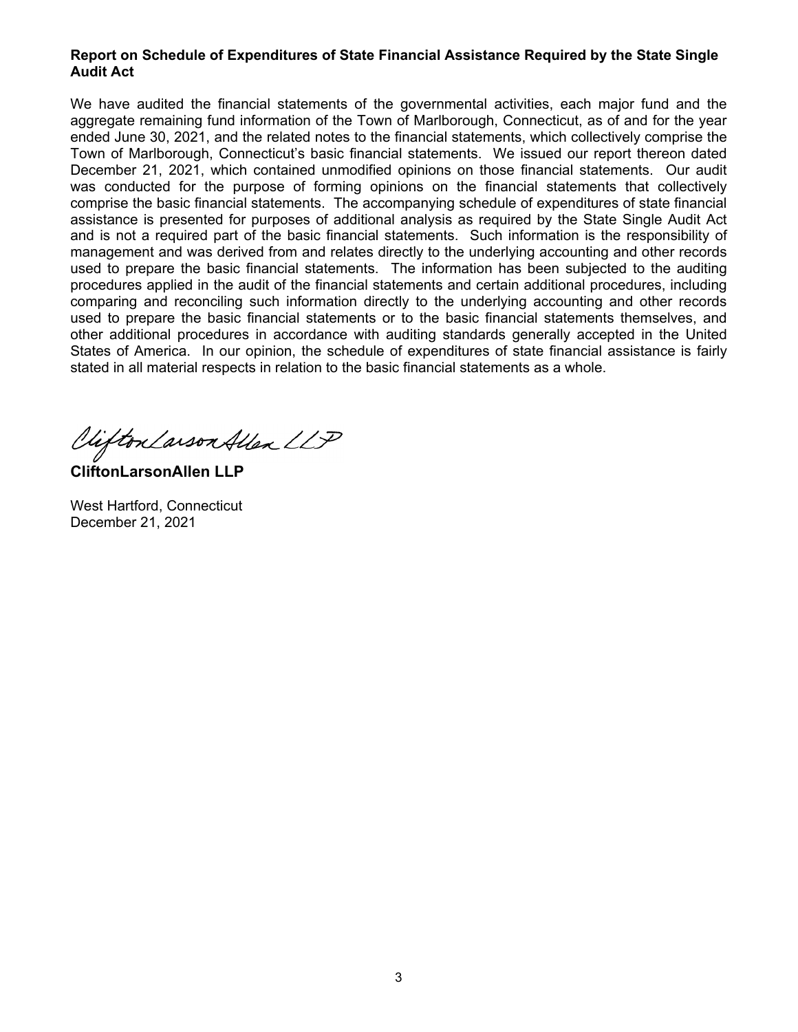**Report on Schedule of Expenditures of State Financial Assistance Required by the State Single Audit Act**

We have audited the financial statements of the governmental activities, each major fund and the aggregate remaining fund information of the Town of Marlborough, Connecticut, as of and for the year ended June 30, 2021, and the related notes to the financial statements, which collectively comprise the Town of Marlborough, Connecticut's basic financial statements. We issued our report thereon dated December 21, 2021, which contained unmodified opinions on those financial statements. Our audit was conducted for the purpose of forming opinions on the financial statements that collectively comprise the basic financial statements. The accompanying schedule of expenditures of state financial assistance is presented for purposes of additional analysis as required by the State Single Audit Act and is not a required part of the basic financial statements. Such information is the responsibility of management and was derived from and relates directly to the underlying accounting and other records used to prepare the basic financial statements. The information has been subjected to the auditing procedures applied in the audit of the financial statements and certain additional procedures, including comparing and reconciling such information directly to the underlying accounting and other records used to prepare the basic financial statements or to the basic financial statements themselves, and other additional procedures in accordance with auditing standards generally accepted in the United States of America. In our opinion, the schedule of expenditures of state financial assistance is fairly stated in all material respects in relation to the basic financial statements as a whole.

*CliftonLarsonAllen LLP*

**CliftonLarsonAllen LLP**

West Hartford, Connecticut
December 21, 2021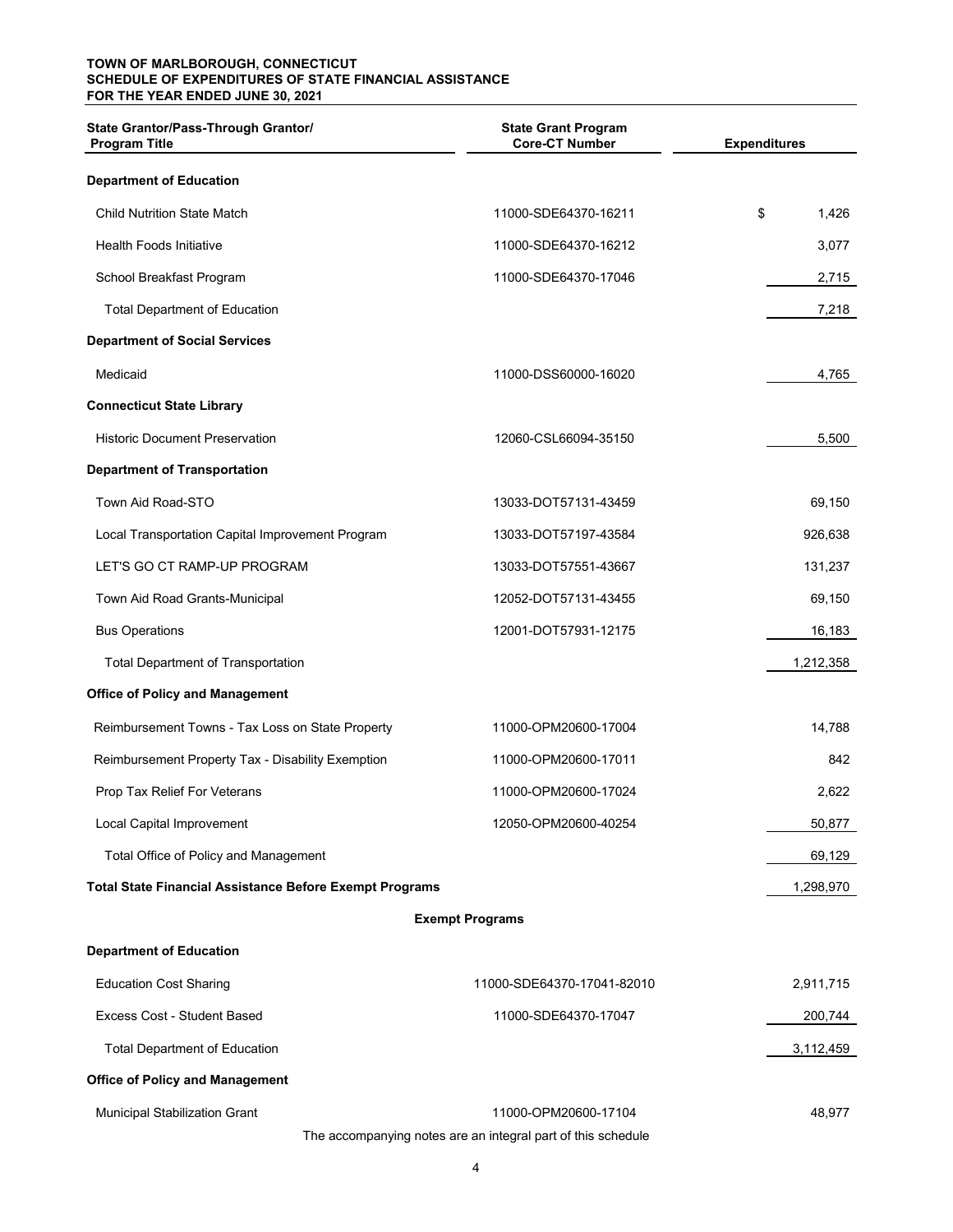**TOWN OF MARLBOROUGH, CONNECTICUT**
**SCHEDULE OF EXPENDITURES OF STATE FINANCIAL ASSISTANCE**
**FOR THE YEAR ENDED JUNE 30, 2021**

| State Grantor/Pass-Through Grantor/ Program Title | State Grant Program Core-CT Number | Expenditures |
|---|---|---|
| **Department of Education** | | |
| Child Nutrition State Match | 11000-SDE64370-16211 | $ 1,426 |
| Health Foods Initiative | 11000-SDE64370-16212 | 3,077 |
| School Breakfast Program | 11000-SDE64370-17046 | 2,715 |
| Total Department of Education | | 7,218 |
| **Department of Social Services** | | |
| Medicaid | 11000-DSS60000-16020 | 4,765 |
| **Connecticut State Library** | | |
| Historic Document Preservation | 12060-CSL66094-35150 | 5,500 |
| **Department of Transportation** | | |
| Town Aid Road-STO | 13033-DOT57131-43459 | 69,150 |
| Local Transportation Capital Improvement Program | 13033-DOT57197-43584 | 926,638 |
| LET'S GO CT RAMP-UP PROGRAM | 13033-DOT57551-43667 | 131,237 |
| Town Aid Road Grants-Municipal | 12052-DOT57131-43455 | 69,150 |
| Bus Operations | 12001-DOT57931-12175 | 16,183 |
| Total Department of Transportation | | 1,212,358 |
| **Office of Policy and Management** | | |
| Reimbursement Towns - Tax Loss on State Property | 11000-OPM20600-17004 | 14,788 |
| Reimbursement Property Tax - Disability Exemption | 11000-OPM20600-17011 | 842 |
| Prop Tax Relief For Veterans | 11000-OPM20600-17024 | 2,622 |
| Local Capital Improvement | 12050-OPM20600-40254 | 50,877 |
| Total Office of Policy and Management | | 69,129 |
| **Total State Financial Assistance Before Exempt Programs** | | 1,298,970 |
| **Exempt Programs** | | |
| **Department of Education** | | |
| Education Cost Sharing | 11000-SDE64370-17041-82010 | 2,911,715 |
| Excess Cost - Student Based | 11000-SDE64370-17047 | 200,744 |
| Total Department of Education | | 3,112,459 |
| **Office of Policy and Management** | | |
| Municipal Stabilization Grant | 11000-OPM20600-17104 | 48,977 |

The accompanying notes are an integral part of this schedule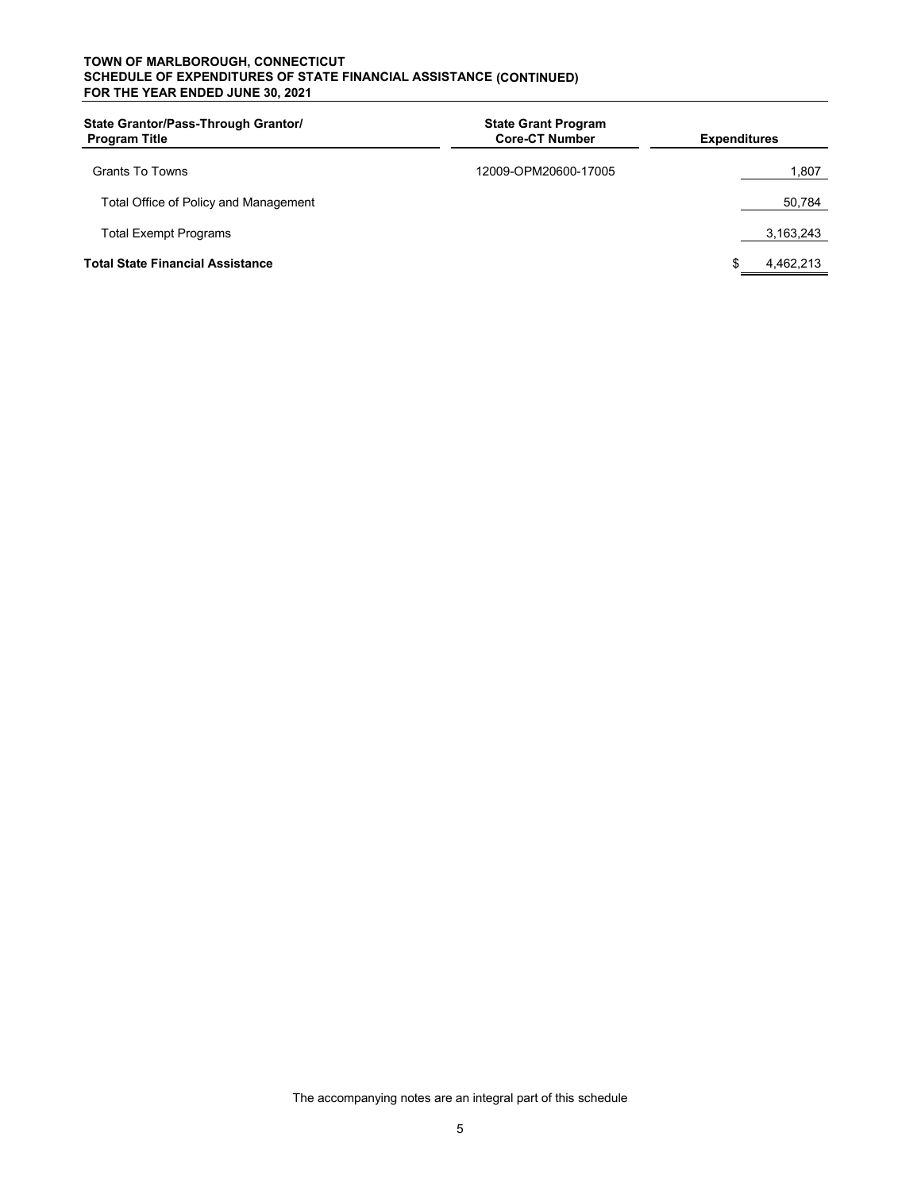**TOWN OF MARLBOROUGH, CONNECTICUT**
**SCHEDULE OF EXPENDITURES OF STATE FINANCIAL ASSISTANCE (CONTINUED)**
**FOR THE YEAR ENDED JUNE 30, 2021**

| State Grantor/Pass-Through Grantor/ Program Title | State Grant Program Core-CT Number | Expenditures |
|---|---|---|
| Grants To Towns | 12009-OPM20600-17005 | 1,807 |
| Total Office of Policy and Management | | 50,784 |
| Total Exempt Programs | | 3,163,243 |
| **Total State Financial Assistance** | | $ 4,462,213 |

The accompanying notes are an integral part of this schedule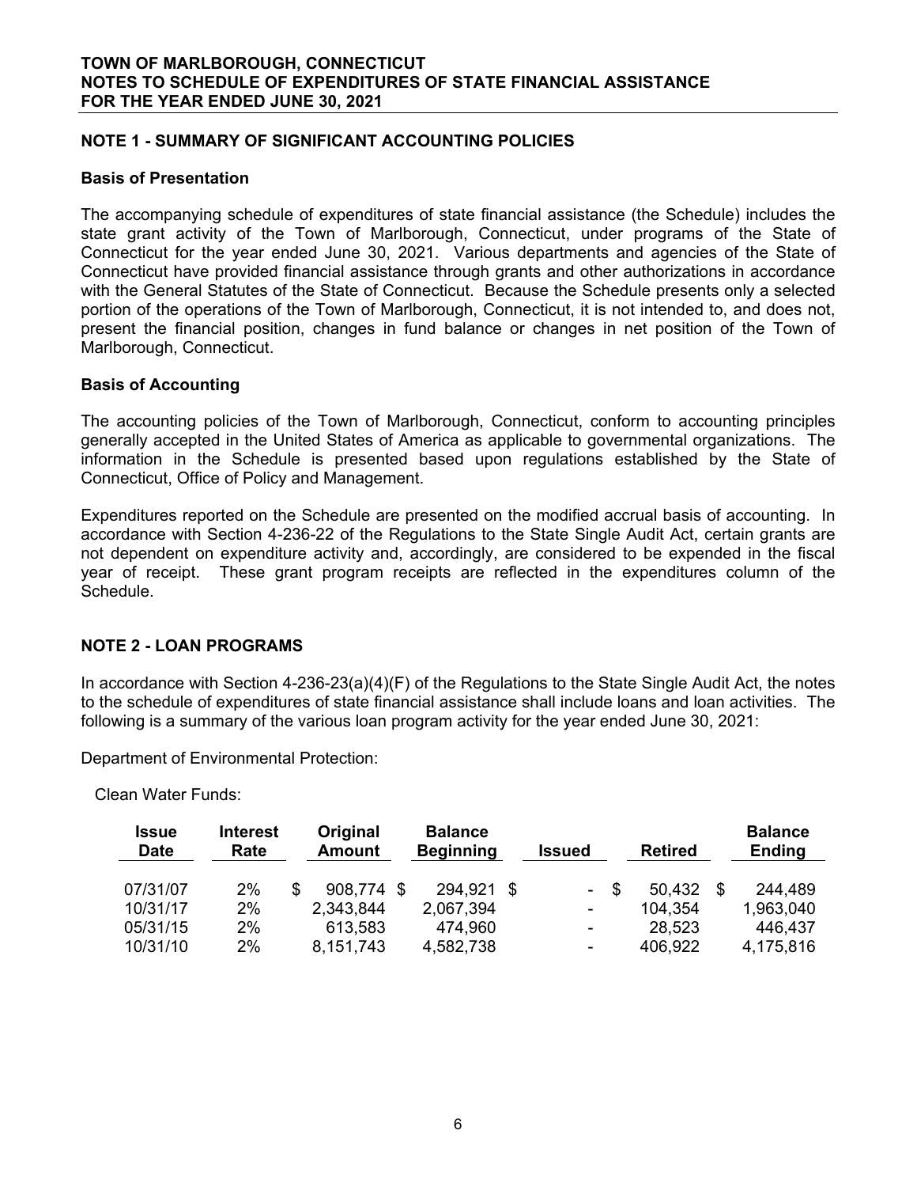# TOWN OF MARLBOROUGH, CONNECTICUT
# NOTES TO SCHEDULE OF EXPENDITURES OF STATE FINANCIAL ASSISTANCE
# FOR THE YEAR ENDED JUNE 30, 2021

## NOTE 1 - SUMMARY OF SIGNIFICANT ACCOUNTING POLICIES

### Basis of Presentation

The accompanying schedule of expenditures of state financial assistance (the Schedule) includes the state grant activity of the Town of Marlborough, Connecticut, under programs of the State of Connecticut for the year ended June 30, 2021. Various departments and agencies of the State of Connecticut have provided financial assistance through grants and other authorizations in accordance with the General Statutes of the State of Connecticut. Because the Schedule presents only a selected portion of the operations of the Town of Marlborough, Connecticut, it is not intended to, and does not, present the financial position, changes in fund balance or changes in net position of the Town of Marlborough, Connecticut.

### Basis of Accounting

The accounting policies of the Town of Marlborough, Connecticut, conform to accounting principles generally accepted in the United States of America as applicable to governmental organizations. The information in the Schedule is presented based upon regulations established by the State of Connecticut, Office of Policy and Management.

Expenditures reported on the Schedule are presented on the modified accrual basis of accounting. In accordance with Section 4-236-22 of the Regulations to the State Single Audit Act, certain grants are not dependent on expenditure activity and, accordingly, are considered to be expended in the fiscal year of receipt. These grant program receipts are reflected in the expenditures column of the Schedule.

## NOTE 2 - LOAN PROGRAMS

In accordance with Section 4-236-23(a)(4)(F) of the Regulations to the State Single Audit Act, the notes to the schedule of expenditures of state financial assistance shall include loans and loan activities. The following is a summary of the various loan program activity for the year ended June 30, 2021:

Department of Environmental Protection:

Clean Water Funds:

| Issue Date | Interest Rate | Original Amount | Balance Beginning | Issued | Retired | Balance Ending |
|---|---|---|---|---|---|---|
| 07/31/07 | 2% | $ 908,774 | $ 294,921 | $ - | $ 50,432 | $ 244,489 |
| 10/31/17 | 2% | 2,343,844 | 2,067,394 | - | 104,354 | 1,963,040 |
| 05/31/15 | 2% | 613,583 | 474,960 | - | 28,523 | 446,437 |
| 10/31/10 | 2% | 8,151,743 | 4,582,738 | - | 406,922 | 4,175,816 |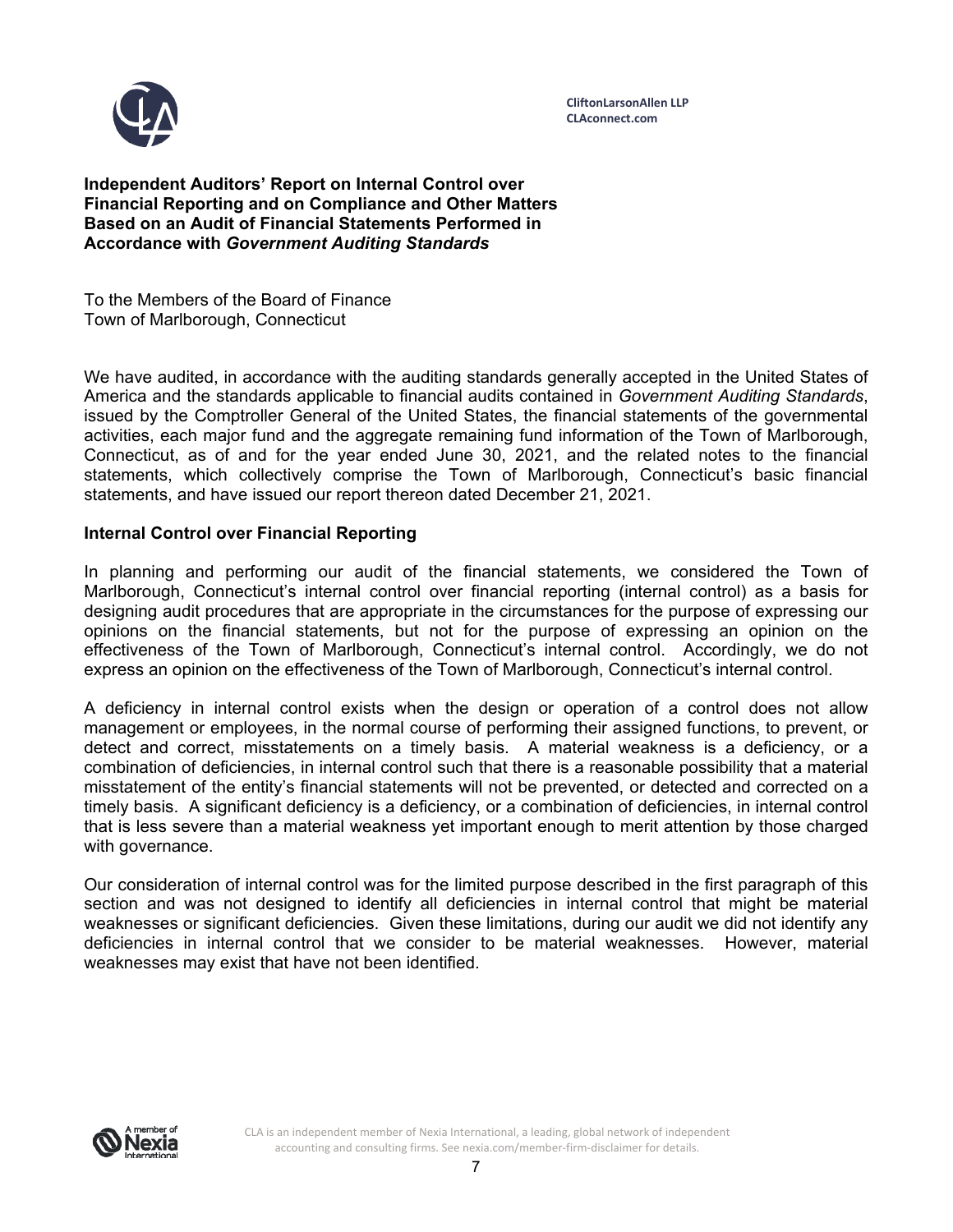CliftonLarsonAllen LLP
CLAconnect.com

**Independent Auditors' Report on Internal Control over Financial Reporting and on Compliance and Other Matters Based on an Audit of Financial Statements Performed in Accordance with *Government Auditing Standards***

To the Members of the Board of Finance
Town of Marlborough, Connecticut

We have audited, in accordance with the auditing standards generally accepted in the United States of America and the standards applicable to financial audits contained in *Government Auditing Standards*, issued by the Comptroller General of the United States, the financial statements of the governmental activities, each major fund and the aggregate remaining fund information of the Town of Marlborough, Connecticut, as of and for the year ended June 30, 2021, and the related notes to the financial statements, which collectively comprise the Town of Marlborough, Connecticut's basic financial statements, and have issued our report thereon dated December 21, 2021.

**Internal Control over Financial Reporting**

In planning and performing our audit of the financial statements, we considered the Town of Marlborough, Connecticut's internal control over financial reporting (internal control) as a basis for designing audit procedures that are appropriate in the circumstances for the purpose of expressing our opinions on the financial statements, but not for the purpose of expressing an opinion on the effectiveness of the Town of Marlborough, Connecticut's internal control. Accordingly, we do not express an opinion on the effectiveness of the Town of Marlborough, Connecticut's internal control.

A deficiency in internal control exists when the design or operation of a control does not allow management or employees, in the normal course of performing their assigned functions, to prevent, or detect and correct, misstatements on a timely basis. A material weakness is a deficiency, or a combination of deficiencies, in internal control such that there is a reasonable possibility that a material misstatement of the entity's financial statements will not be prevented, or detected and corrected on a timely basis. A significant deficiency is a deficiency, or a combination of deficiencies, in internal control that is less severe than a material weakness yet important enough to merit attention by those charged with governance.

Our consideration of internal control was for the limited purpose described in the first paragraph of this section and was not designed to identify all deficiencies in internal control that might be material weaknesses or significant deficiencies. Given these limitations, during our audit we did not identify any deficiencies in internal control that we consider to be material weaknesses. However, material weaknesses may exist that have not been identified.

CLA is an independent member of Nexia International, a leading, global network of independent accounting and consulting firms. See nexia.com/member-firm-disclaimer for details.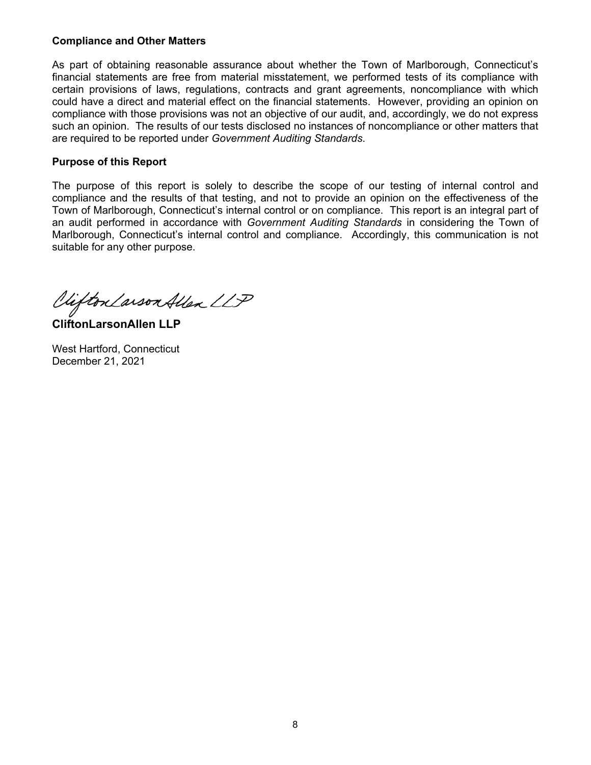**Compliance and Other Matters**

As part of obtaining reasonable assurance about whether the Town of Marlborough, Connecticut's financial statements are free from material misstatement, we performed tests of its compliance with certain provisions of laws, regulations, contracts and grant agreements, noncompliance with which could have a direct and material effect on the financial statements. However, providing an opinion on compliance with those provisions was not an objective of our audit, and, accordingly, we do not express such an opinion. The results of our tests disclosed no instances of noncompliance or other matters that are required to be reported under *Government Auditing Standards*.

**Purpose of this Report**

The purpose of this report is solely to describe the scope of our testing of internal control and compliance and the results of that testing, and not to provide an opinion on the effectiveness of the Town of Marlborough, Connecticut's internal control or on compliance. This report is an integral part of an audit performed in accordance with *Government Auditing Standards* in considering the Town of Marlborough, Connecticut's internal control and compliance. Accordingly, this communication is not suitable for any other purpose.

CliftonLarsonAllen LLP

**CliftonLarsonAllen LLP**

West Hartford, Connecticut
December 21, 2021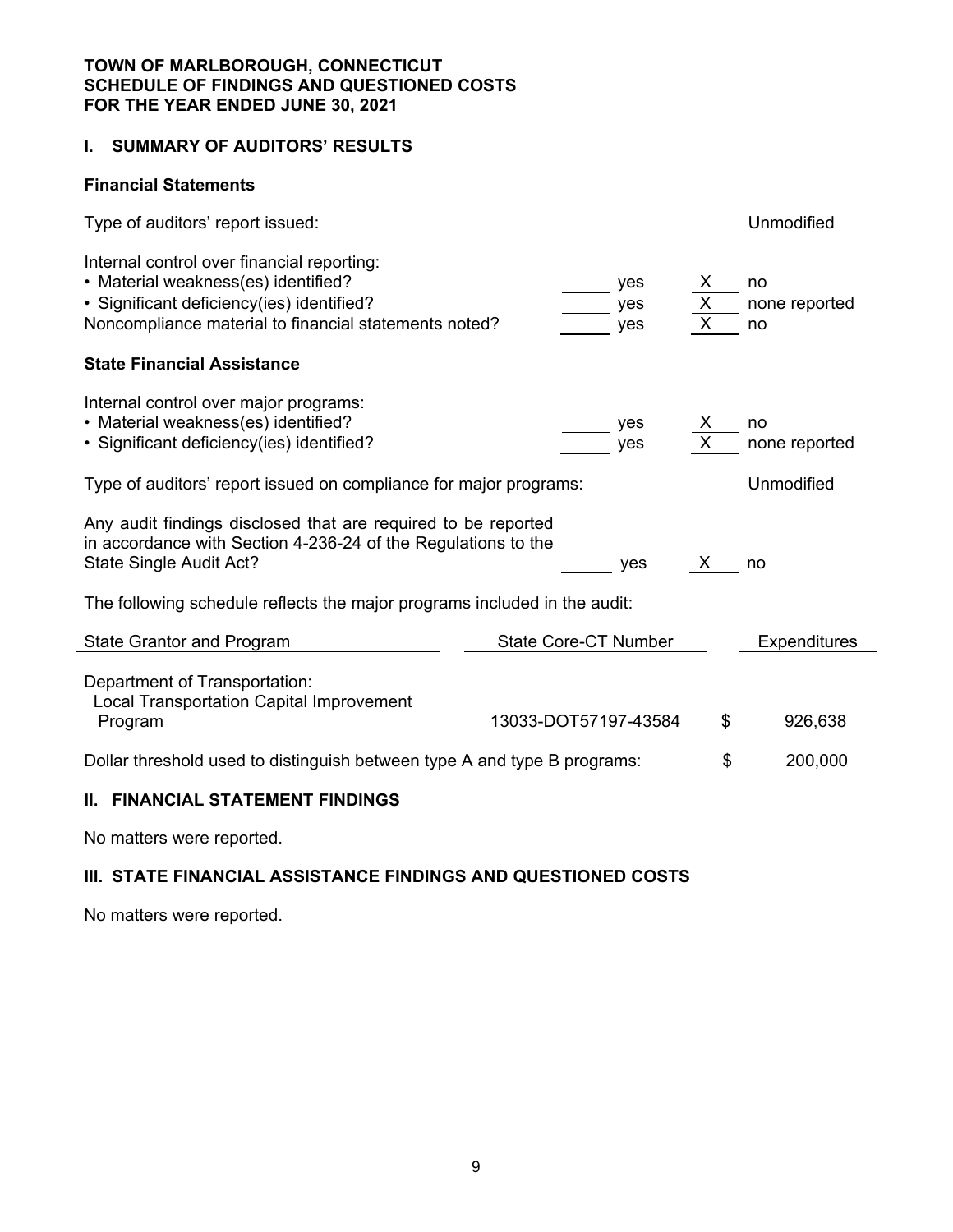**TOWN OF MARLBOROUGH, CONNECTICUT**
**SCHEDULE OF FINDINGS AND QUESTIONED COSTS**
**FOR THE YEAR ENDED JUNE 30, 2021**

## I. SUMMARY OF AUDITORS' RESULTS

### Financial Statements

Type of auditors' report issued: Unmodified

Internal control over financial reporting:

- Material weakness(es) identified? ______ yes __X__ no
- Significant deficiency(ies) identified? ______ yes __X__ none reported

Noncompliance material to financial statements noted? ______ yes __X__ no

### State Financial Assistance

Internal control over major programs:

- Material weakness(es) identified? ______ yes __X__ no
- Significant deficiency(ies) identified? ______ yes __X__ none reported

Type of auditors' report issued on compliance for major programs: Unmodified

Any audit findings disclosed that are required to be reported in accordance with Section 4-236-24 of the Regulations to the State Single Audit Act? ______ yes __X__ no

The following schedule reflects the major programs included in the audit:

| State Grantor and Program | State Core-CT Number | Expenditures |
|---|---|---|
| Department of Transportation: | | |
| Local Transportation Capital Improvement Program | 13033-DOT57197-43584 | $ 926,638 |

Dollar threshold used to distinguish between type A and type B programs: $ 200,000

## II. FINANCIAL STATEMENT FINDINGS

No matters were reported.

## III. STATE FINANCIAL ASSISTANCE FINDINGS AND QUESTIONED COSTS

No matters were reported.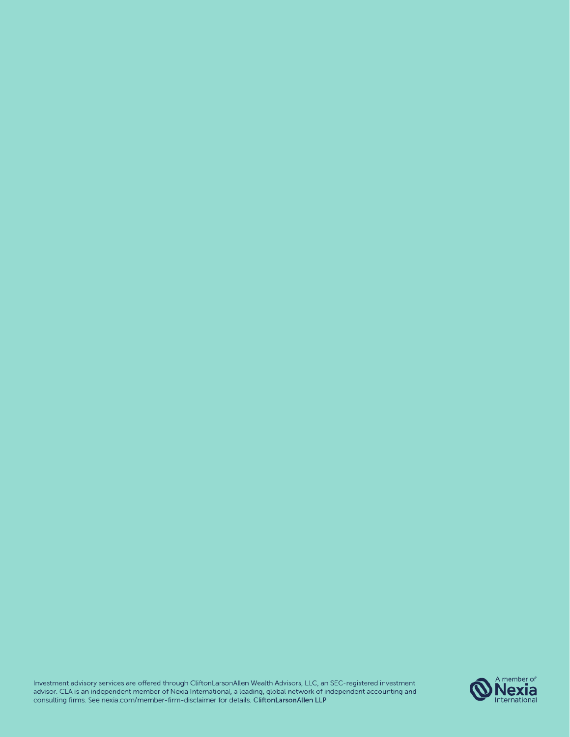Investment advisory services are offered through CliftonLarsonAllen Wealth Advisors, LLC, an SEC-registered investment advisor. CLA is an independent member of Nexia International, a leading, global network of independent accounting and consulting firms. See nexia.com/member-firm-disclaimer for details. **CliftonLarsonAllen LLP**

A member of Nexia International